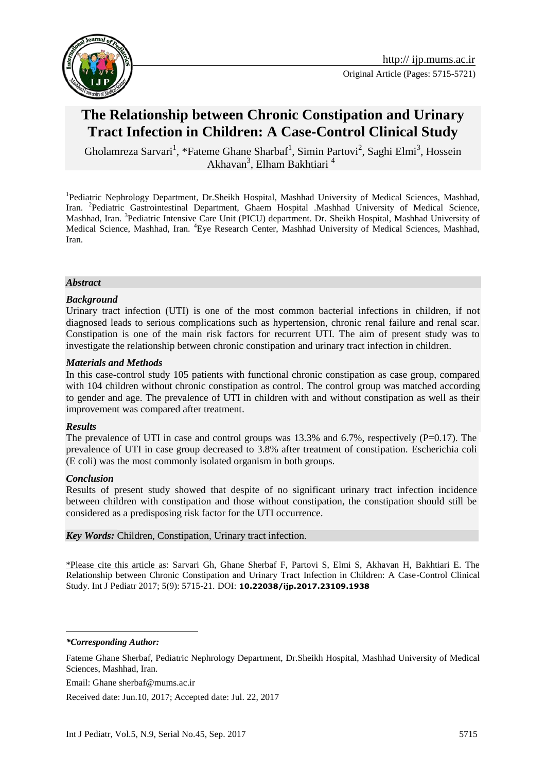http:// ijp.mums.ac.ir

Original Article (Pages: 5715-5721)

# The Relationship between Chronic Constipation and Urinary Tract Infection in Children: A Case-Control Clinical Study

Gholamreza Sarvari[1], *Fateme Ghane Sharbaf[1], Simin Partovi[2], Saghi Elmi[3], Hossein Akhavan[3], Elham Bakhtiari [4]

[1]Pediatric Nephrology Department, Dr.Sheikh Hospital, Mashhad University of Medical Sciences, Mashhad, Iran. [2]Pediatric Gastrointestinal Department, Ghaem Hospital .Mashhad University of Medical Science, Mashhad, Iran. [3]Pediatric Intensive Care Unit (PICU) department. Dr. Sheikh Hospital, Mashhad University of Medical Science, Mashhad, Iran. [4]Eye Research Center, Mashhad University of Medical Sciences, Mashhad, Iran.

## *Abstract*

### *Background*

Urinary tract infection (UTI) is one of the most common bacterial infections in children, if not diagnosed leads to serious complications such as hypertension, chronic renal failure and renal scar. Constipation is one of the main risk factors for recurrent UTI. The aim of present study was to investigate the relationship between chronic constipation and urinary tract infection in children.

### *Materials and Methods*

In this case-control study 105 patients with functional chronic constipation as case group, compared with 104 children without chronic constipation as control. The control group was matched according to gender and age. The prevalence of UTI in children with and without constipation as well as their improvement was compared after treatment.

### *Results*

The prevalence of UTI in case and control groups was 13.3% and 6.7%, respectively (P=0.17). The prevalence of UTI in case group decreased to 3.8% after treatment of constipation. Escherichia coli (E coli) was the most commonly isolated organism in both groups.

### *Conclusion*

Results of present study showed that despite of no significant urinary tract infection incidence between children with constipation and those without constipation, the constipation should still be considered as a predisposing risk factor for the UTI occurrence.

***Key Words:*** Children, Constipation, Urinary tract infection.

\*Please cite this article as: Sarvari Gh, Ghane Sherbaf F, Partovi S, Elmi S, Akhavan H, Bakhtiari E. The Relationship between Chronic Constipation and Urinary Tract Infection in Children: A Case-Control Clinical Study. Int J Pediatr 2017; 5(9): 5715-21. DOI: **10.22038/ijp.2017.23109.1938**

***\*Corresponding Author:***

Fateme Ghane Sherbaf, Pediatric Nephrology Department, Dr.Sheikh Hospital, Mashhad University of Medical Sciences, Mashhad, Iran.

Email: Ghane sherbaf@mums.ac.ir

Received date: Jun.10, 2017; Accepted date: Jul. 22, 2017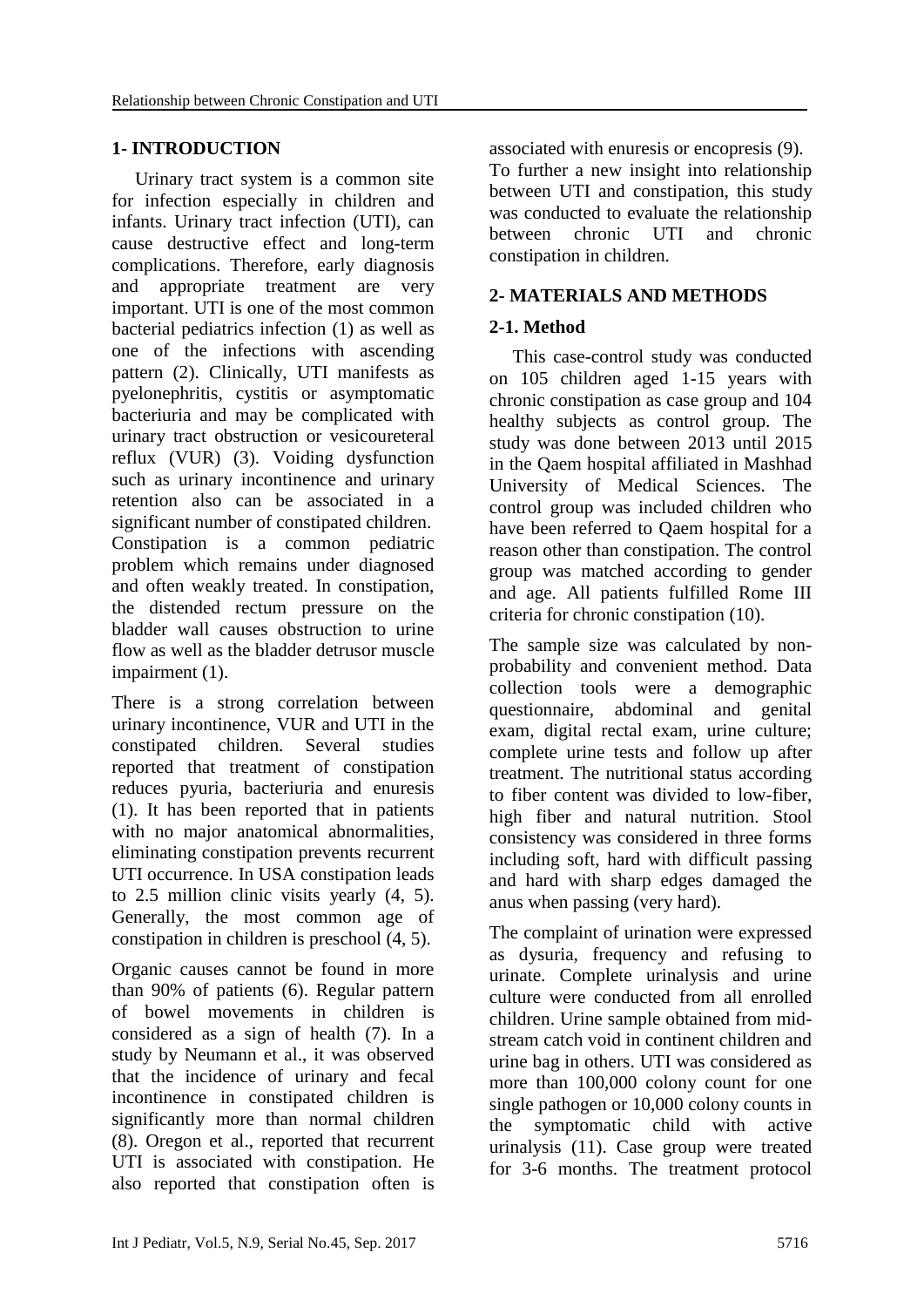## 1- INTRODUCTION

Urinary tract system is a common site for infection especially in children and infants. Urinary tract infection (UTI), can cause destructive effect and long-term complications. Therefore, early diagnosis and appropriate treatment are very important. UTI is one of the most common bacterial pediatrics infection (1) as well as one of the infections with ascending pattern (2). Clinically, UTI manifests as pyelonephritis, cystitis or asymptomatic bacteriuria and may be complicated with urinary tract obstruction or vesicoureteral reflux (VUR) (3). Voiding dysfunction such as urinary incontinence and urinary retention also can be associated in a significant number of constipated children. Constipation is a common pediatric problem which remains under diagnosed and often weakly treated. In constipation, the distended rectum pressure on the bladder wall causes obstruction to urine flow as well as the bladder detrusor muscle impairment (1).

There is a strong correlation between urinary incontinence, VUR and UTI in the constipated children. Several studies reported that treatment of constipation reduces pyuria, bacteriuria and enuresis (1). It has been reported that in patients with no major anatomical abnormalities, eliminating constipation prevents recurrent UTI occurrence. In USA constipation leads to 2.5 million clinic visits yearly (4, 5). Generally, the most common age of constipation in children is preschool (4, 5).

Organic causes cannot be found in more than 90% of patients (6). Regular pattern of bowel movements in children is considered as a sign of health (7). In a study by Neumann et al., it was observed that the incidence of urinary and fecal incontinence in constipated children is significantly more than normal children (8). Oregon et al., reported that recurrent UTI is associated with constipation. He also reported that constipation often is associated with enuresis or encopresis (9). To further a new insight into relationship between UTI and constipation, this study was conducted to evaluate the relationship between chronic UTI and chronic constipation in children.

## 2- MATERIALS AND METHODS

### 2-1. Method

This case-control study was conducted on 105 children aged 1-15 years with chronic constipation as case group and 104 healthy subjects as control group. The study was done between 2013 until 2015 in the Qaem hospital affiliated in Mashhad University of Medical Sciences. The control group was included children who have been referred to Qaem hospital for a reason other than constipation. The control group was matched according to gender and age. All patients fulfilled Rome III criteria for chronic constipation (10).

The sample size was calculated by non-probability and convenient method. Data collection tools were a demographic questionnaire, abdominal and genital exam, digital rectal exam, urine culture; complete urine tests and follow up after treatment. The nutritional status according to fiber content was divided to low-fiber, high fiber and natural nutrition. Stool consistency was considered in three forms including soft, hard with difficult passing and hard with sharp edges damaged the anus when passing (very hard).

The complaint of urination were expressed as dysuria, frequency and refusing to urinate. Complete urinalysis and urine culture were conducted from all enrolled children. Urine sample obtained from mid-stream catch void in continent children and urine bag in others. UTI was considered as more than 100,000 colony count for one single pathogen or 10,000 colony counts in the symptomatic child with active urinalysis (11). Case group were treated for 3-6 months. The treatment protocol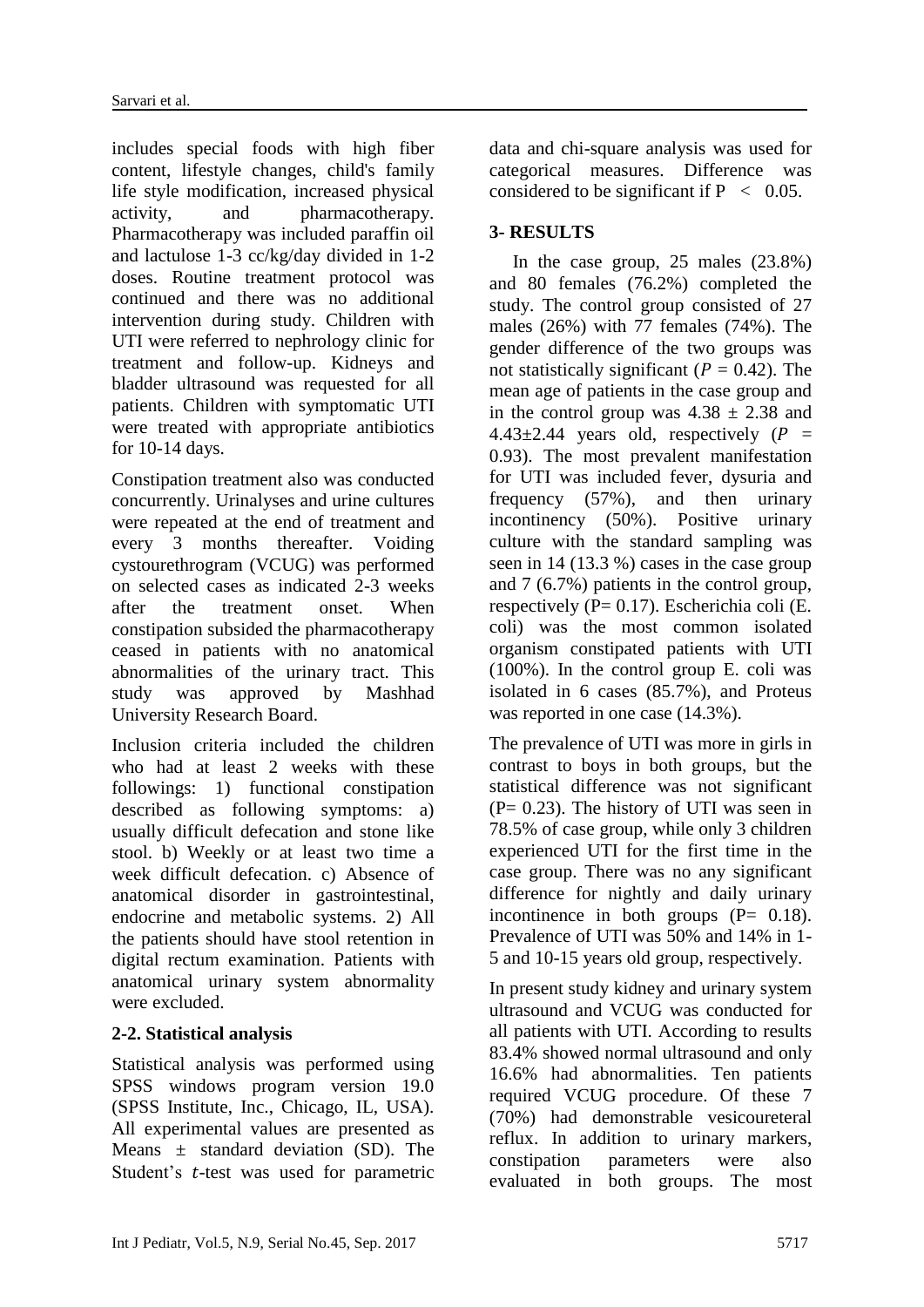includes special foods with high fiber content, lifestyle changes, child's family life style modification, increased physical activity, and pharmacotherapy. Pharmacotherapy was included paraffin oil and lactulose 1-3 cc/kg/day divided in 1-2 doses. Routine treatment protocol was continued and there was no additional intervention during study. Children with UTI were referred to nephrology clinic for treatment and follow-up. Kidneys and bladder ultrasound was requested for all patients. Children with symptomatic UTI were treated with appropriate antibiotics for 10-14 days.

Constipation treatment also was conducted concurrently. Urinalyses and urine cultures were repeated at the end of treatment and every 3 months thereafter. Voiding cystourethrogram (VCUG) was performed on selected cases as indicated 2-3 weeks after the treatment onset. When constipation subsided the pharmacotherapy ceased in patients with no anatomical abnormalities of the urinary tract. This study was approved by Mashhad University Research Board.

Inclusion criteria included the children who had at least 2 weeks with these followings: 1) functional constipation described as following symptoms: a) usually difficult defecation and stone like stool. b) Weekly or at least two time a week difficult defecation. c) Absence of anatomical disorder in gastrointestinal, endocrine and metabolic systems. 2) All the patients should have stool retention in digital rectum examination. Patients with anatomical urinary system abnormality were excluded.

## 2-2. Statistical analysis

Statistical analysis was performed using SPSS windows program version 19.0 (SPSS Institute, Inc., Chicago, IL, USA). All experimental values are presented as Means ± standard deviation (SD). The Student's *t*-test was used for parametric data and chi-square analysis was used for categorical measures. Difference was considered to be significant if $P < 0.05$.

# 3- RESULTS

In the case group, 25 males (23.8%) and 80 females (76.2%) completed the study. The control group consisted of 27 males (26%) with 77 females (74%). The gender difference of the two groups was not statistically significant ($P = 0.42$). The mean age of patients in the case group and in the control group was 4.38 ± 2.38 and 4.43±2.44 years old, respectively ($P = 0.93$). The most prevalent manifestation for UTI was included fever, dysuria and frequency (57%), and then urinary incontinency (50%). Positive urinary culture with the standard sampling was seen in 14 (13.3 %) cases in the case group and 7 (6.7%) patients in the control group, respectively ($P= 0.17$). Escherichia coli (E. coli) was the most common isolated organism constipated patients with UTI (100%). In the control group E. coli was isolated in 6 cases (85.7%), and Proteus was reported in one case (14.3%).

The prevalence of UTI was more in girls in contrast to boys in both groups, but the statistical difference was not significant ($P= 0.23$). The history of UTI was seen in 78.5% of case group, while only 3 children experienced UTI for the first time in the case group. There was no any significant difference for nightly and daily urinary incontinence in both groups ($P= 0.18$). Prevalence of UTI was 50% and 14% in 1-5 and 10-15 years old group, respectively.

In present study kidney and urinary system ultrasound and VCUG was conducted for all patients with UTI. According to results 83.4% showed normal ultrasound and only 16.6% had abnormalities. Ten patients required VCUG procedure. Of these 7 (70%) had demonstrable vesicoureteral reflux. In addition to urinary markers, constipation parameters were also evaluated in both groups. The most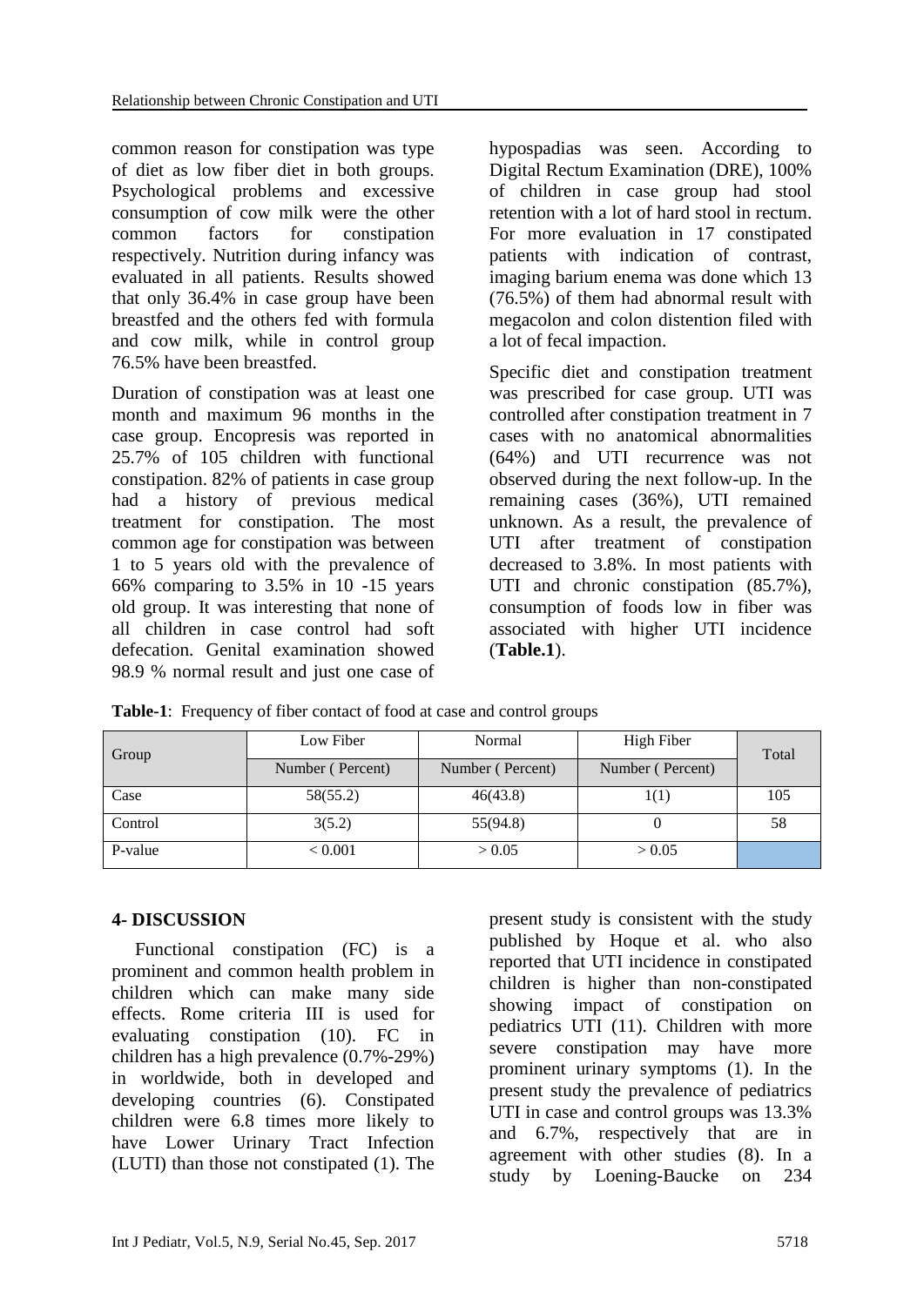common reason for constipation was type of diet as low fiber diet in both groups. Psychological problems and excessive consumption of cow milk were the other common factors for constipation respectively. Nutrition during infancy was evaluated in all patients. Results showed that only 36.4% in case group have been breastfed and the others fed with formula and cow milk, while in control group 76.5% have been breastfed.

Duration of constipation was at least one month and maximum 96 months in the case group. Encopresis was reported in 25.7% of 105 children with functional constipation. 82% of patients in case group had a history of previous medical treatment for constipation. The most common age for constipation was between 1 to 5 years old with the prevalence of 66% comparing to 3.5% in 10 -15 years old group. It was interesting that none of all children in case control had soft defecation. Genital examination showed 98.9 % normal result and just one case of hypospadias was seen. According to Digital Rectum Examination (DRE), 100% of children in case group had stool retention with a lot of hard stool in rectum. For more evaluation in 17 constipated patients with indication of contrast, imaging barium enema was done which 13 (76.5%) of them had abnormal result with megacolon and colon distention filed with a lot of fecal impaction.

Specific diet and constipation treatment was prescribed for case group. UTI was controlled after constipation treatment in 7 cases with no anatomical abnormalities (64%) and UTI recurrence was not observed during the next follow-up. In the remaining cases (36%), UTI remained unknown. As a result, the prevalence of UTI after treatment of constipation decreased to 3.8%. In most patients with UTI and chronic constipation (85.7%), consumption of foods low in fiber was associated with higher UTI incidence (**Table.1**).

**Table-1**: Frequency of fiber contact of food at case and control groups

| Group | Low Fiber | Normal | High Fiber | Total |
|---|---|---|---|---|
| | Number ( Percent) | Number ( Percent) | Number ( Percent) | |
| Case | 58(55.2) | 46(43.8) | 1(1) | 105 |
| Control | 3(5.2) | 55(94.8) | 0 | 58 |
| P-value | < 0.001 | > 0.05 | > 0.05 | |

## 4- DISCUSSION

Functional constipation (FC) is a prominent and common health problem in children which can make many side effects. Rome criteria III is used for evaluating constipation (10). FC in children has a high prevalence (0.7%-29%) in worldwide, both in developed and developing countries (6). Constipated children were 6.8 times more likely to have Lower Urinary Tract Infection (LUTI) than those not constipated (1). The present study is consistent with the study published by Hoque et al. who also reported that UTI incidence in constipated children is higher than non-constipated showing impact of constipation on pediatrics UTI (11). Children with more severe constipation may have more prominent urinary symptoms (1). In the present study the prevalence of pediatrics UTI in case and control groups was 13.3% and 6.7%, respectively that are in agreement with other studies (8). In a study by Loening-Baucke on 234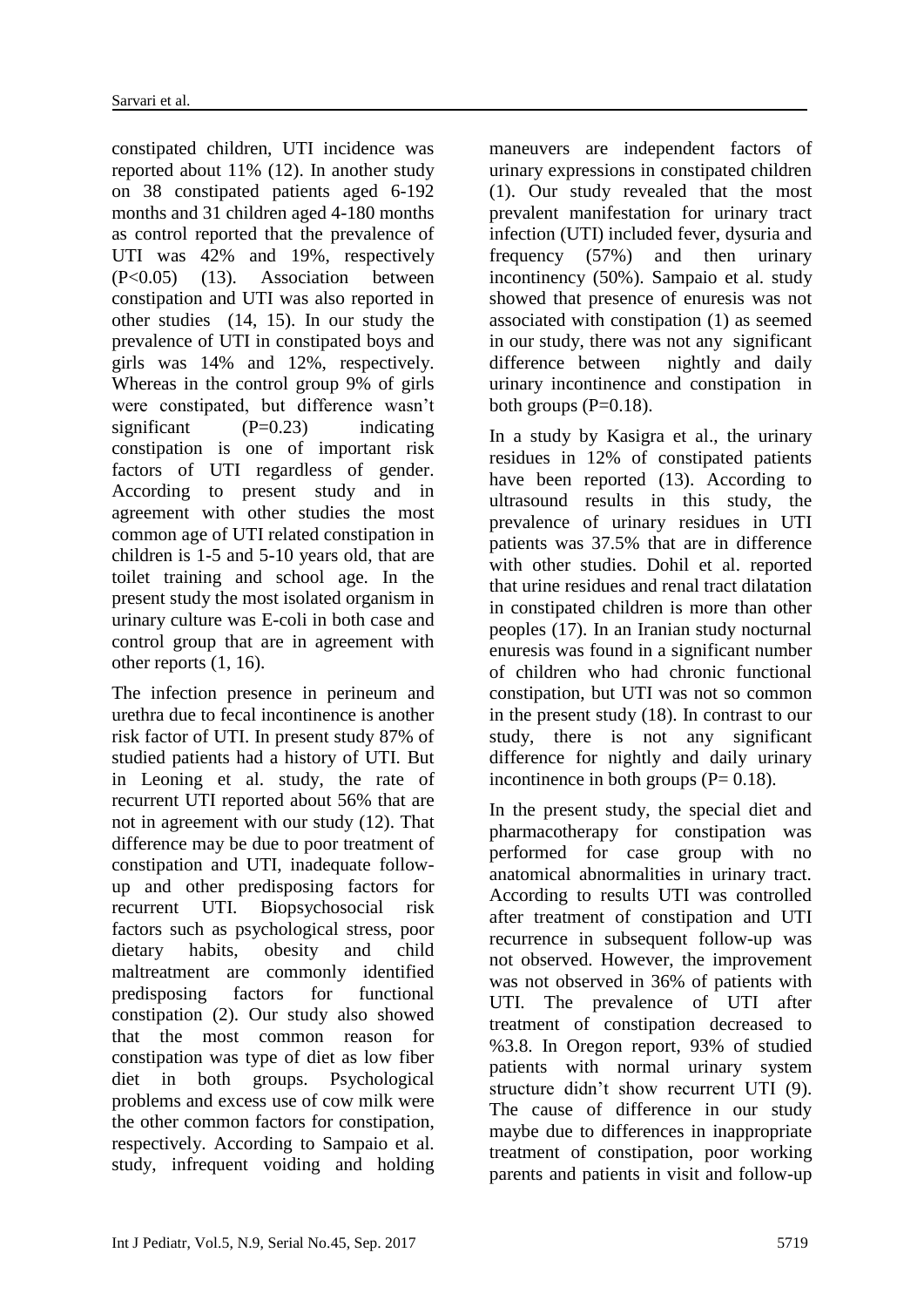constipated children, UTI incidence was reported about 11% (12). In another study on 38 constipated patients aged 6-192 months and 31 children aged 4-180 months as control reported that the prevalence of UTI was 42% and 19%, respectively ($P<0.05$) (13). Association between constipation and UTI was also reported in other studies (14, 15). In our study the prevalence of UTI in constipated boys and girls was 14% and 12%, respectively. Whereas in the control group 9% of girls were constipated, but difference wasn't significant ($P=0.23$) indicating constipation is one of important risk factors of UTI regardless of gender. According to present study and in agreement with other studies the most common age of UTI related constipation in children is 1-5 and 5-10 years old, that are toilet training and school age. In the present study the most isolated organism in urinary culture was E-coli in both case and control group that are in agreement with other reports (1, 16).

The infection presence in perineum and urethra due to fecal incontinence is another risk factor of UTI. In present study 87% of studied patients had a history of UTI. But in Leoning et al. study, the rate of recurrent UTI reported about 56% that are not in agreement with our study (12). That difference may be due to poor treatment of constipation and UTI, inadequate follow-up and other predisposing factors for recurrent UTI. Biopsychosocial risk factors such as psychological stress, poor dietary habits, obesity and child maltreatment are commonly identified predisposing factors for functional constipation (2). Our study also showed that the most common reason for constipation was type of diet as low fiber diet in both groups. Psychological problems and excess use of cow milk were the other common factors for constipation, respectively. According to Sampaio et al. study, infrequent voiding and holding maneuvers are independent factors of urinary expressions in constipated children (1). Our study revealed that the most prevalent manifestation for urinary tract infection (UTI) included fever, dysuria and frequency (57%) and then urinary incontinency (50%). Sampaio et al. study showed that presence of enuresis was not associated with constipation (1) as seemed in our study, there was not any significant difference between nightly and daily urinary incontinence and constipation in both groups ($P=0.18$).

In a study by Kasigra et al., the urinary residues in 12% of constipated patients have been reported (13). According to ultrasound results in this study, the prevalence of urinary residues in UTI patients was 37.5% that are in difference with other studies. Dohil et al. reported that urine residues and renal tract dilatation in constipated children is more than other peoples (17). In an Iranian study nocturnal enuresis was found in a significant number of children who had chronic functional constipation, but UTI was not so common in the present study (18). In contrast to our study, there is not any significant difference for nightly and daily urinary incontinence in both groups ($P= 0.18$).

In the present study, the special diet and pharmacotherapy for constipation was performed for case group with no anatomical abnormalities in urinary tract. According to results UTI was controlled after treatment of constipation and UTI recurrence in subsequent follow-up was not observed. However, the improvement was not observed in 36% of patients with UTI. The prevalence of UTI after treatment of constipation decreased to %3.8. In Oregon report, 93% of studied patients with normal urinary system structure didn't show recurrent UTI (9). The cause of difference in our study maybe due to differences in inappropriate treatment of constipation, poor working parents and patients in visit and follow-up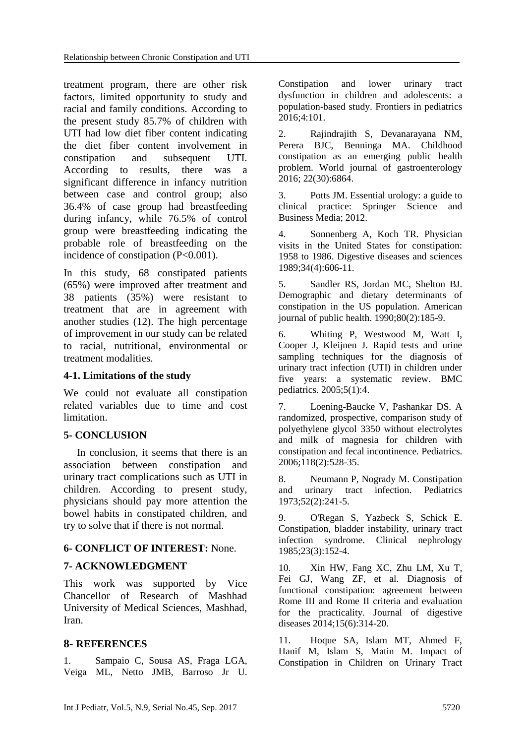treatment program, there are other risk factors, limited opportunity to study and racial and family conditions. According to the present study 85.7% of children with UTI had low diet fiber content indicating the diet fiber content involvement in constipation and subsequent UTI. According to results, there was a significant difference in infancy nutrition between case and control group; also 36.4% of case group had breastfeeding during infancy, while 76.5% of control group were breastfeeding indicating the probable role of breastfeeding on the incidence of constipation ($P<0.001$).

In this study, 68 constipated patients (65%) were improved after treatment and 38 patients (35%) were resistant to treatment that are in agreement with another studies (12). The high percentage of improvement in our study can be related to racial, nutritional, environmental or treatment modalities.

### 4-1. Limitations of the study

We could not evaluate all constipation related variables due to time and cost limitation.

## 5- CONCLUSION

In conclusion, it seems that there is an association between constipation and urinary tract complications such as UTI in children. According to present study, physicians should pay more attention the bowel habits in constipated children, and try to solve that if there is not normal.

## 6- CONFLICT OF INTEREST: None.

## 7- ACKNOWLEDGMENT

This work was supported by Vice Chancellor of Research of Mashhad University of Medical Sciences, Mashhad, Iran.

## 8- REFERENCES

1. Sampaio C, Sousa AS, Fraga LGA, Veiga ML, Netto JMB, Barroso Jr U. Constipation and lower urinary tract dysfunction in children and adolescents: a population-based study. Frontiers in pediatrics 2016;4:101.

2. Rajindrajith S, Devanarayana NM, Perera BJC, Benninga MA. Childhood constipation as an emerging public health problem. World journal of gastroenterology 2016; 22(30):6864.

3. Potts JM. Essential urology: a guide to clinical practice: Springer Science and Business Media; 2012.

4. Sonnenberg A, Koch TR. Physician visits in the United States for constipation: 1958 to 1986. Digestive diseases and sciences 1989;34(4):606-11.

5. Sandler RS, Jordan MC, Shelton BJ. Demographic and dietary determinants of constipation in the US population. American journal of public health. 1990;80(2):185-9.

6. Whiting P, Westwood M, Watt I, Cooper J, Kleijnen J. Rapid tests and urine sampling techniques for the diagnosis of urinary tract infection (UTI) in children under five years: a systematic review. BMC pediatrics. 2005;5(1):4.

7. Loening-Baucke V, Pashankar DS. A randomized, prospective, comparison study of polyethylene glycol 3350 without electrolytes and milk of magnesia for children with constipation and fecal incontinence. Pediatrics. 2006;118(2):528-35.

8. Neumann P, Nogrady M. Constipation and urinary tract infection. Pediatrics 1973;52(2):241-5.

9. O'Regan S, Yazbeck S, Schick E. Constipation, bladder instability, urinary tract infection syndrome. Clinical nephrology 1985;23(3):152-4.

10. Xin HW, Fang XC, Zhu LM, Xu T, Fei GJ, Wang ZF, et al. Diagnosis of functional constipation: agreement between Rome III and Rome II criteria and evaluation for the practicality. Journal of digestive diseases 2014;15(6):314-20.

11. Hoque SA, Islam MT, Ahmed F, Hanif M, Islam S, Matin M. Impact of Constipation in Children on Urinary Tract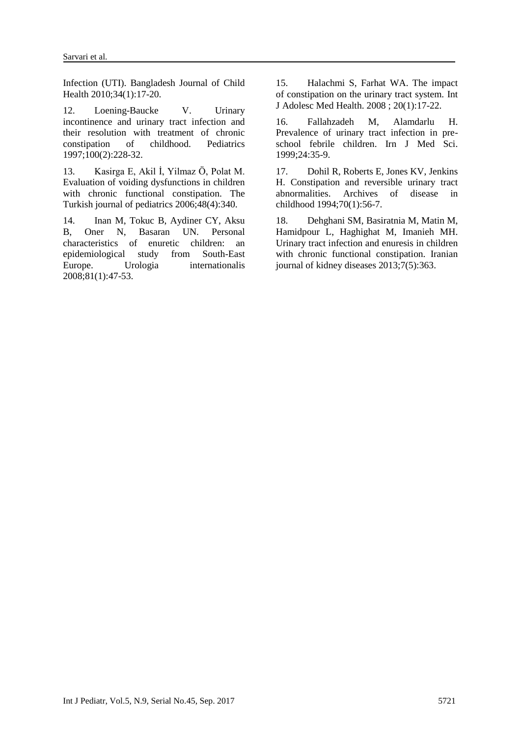Infection (UTI). Bangladesh Journal of Child Health 2010;34(1):17-20.

12. Loening-Baucke V. Urinary incontinence and urinary tract infection and their resolution with treatment of chronic constipation of childhood. Pediatrics 1997;100(2):228-32.

13. Kasirga E, Akil İ, Yilmaz Ö, Polat M. Evaluation of voiding dysfunctions in children with chronic functional constipation. The Turkish journal of pediatrics 2006;48(4):340.

14. Inan M, Tokuc B, Aydiner CY, Aksu B, Oner N, Basaran UN. Personal characteristics of enuretic children: an epidemiological study from South-East Europe. Urologia internationalis 2008;81(1):47-53.

15. Halachmi S, Farhat WA. The impact of constipation on the urinary tract system. Int J Adolesc Med Health. 2008 ; 20(1):17-22.

16. Fallahzadeh M, Alamdarlu H. Prevalence of urinary tract infection in pre-school febrile children. Irn J Med Sci. 1999;24:35-9.

17. Dohil R, Roberts E, Jones KV, Jenkins H. Constipation and reversible urinary tract abnormalities. Archives of disease in childhood 1994;70(1):56-7.

18. Dehghani SM, Basiratnia M, Matin M, Hamidpour L, Haghighat M, Imanieh MH. Urinary tract infection and enuresis in children with chronic functional constipation. Iranian journal of kidney diseases 2013;7(5):363.